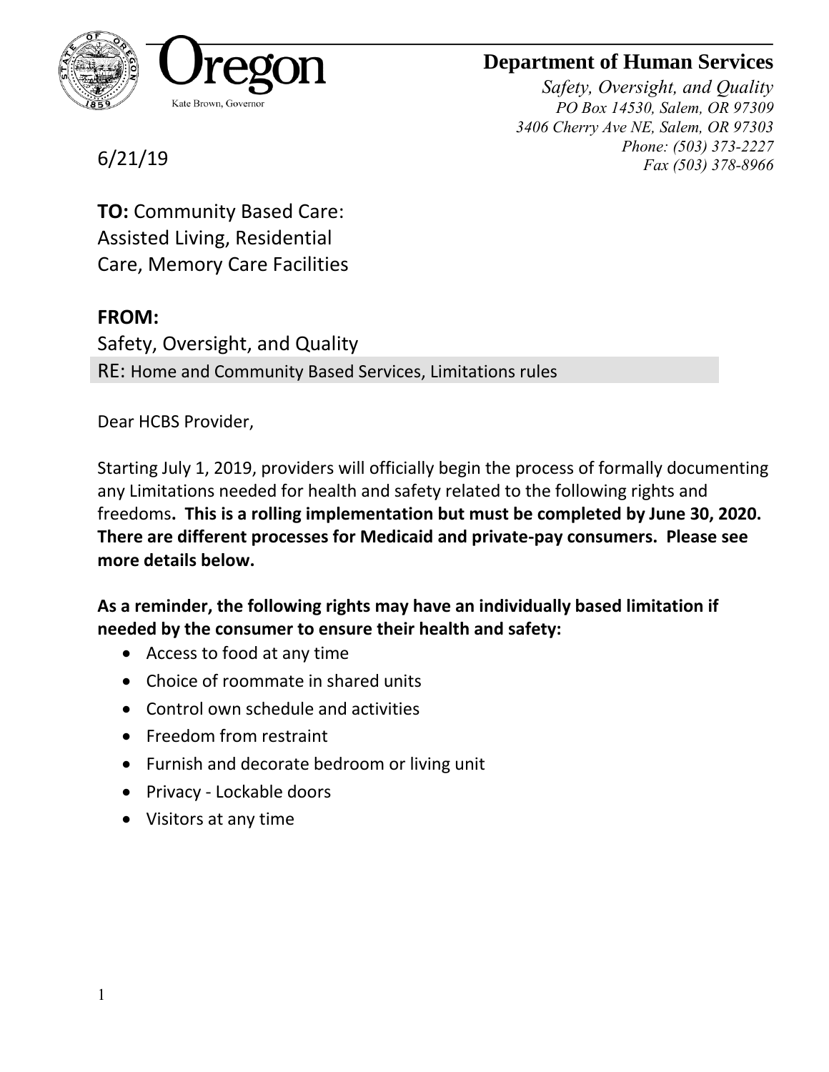Oregon

Kate Brown, Governor

## Department of Human Services

*Safety, Oversight, and Quality*
*PO Box 14530, Salem, OR 97309*
*3406 Cherry Ave NE, Salem, OR 97303*
*Phone: (503) 373-2227*
*Fax (503) 378-8966*

6/21/19

**TO:** Community Based Care: Assisted Living, Residential Care, Memory Care Facilities

**FROM:**
Safety, Oversight, and Quality

RE: Home and Community Based Services, Limitations rules

Dear HCBS Provider,

Starting July 1, 2019, providers will officially begin the process of formally documenting any Limitations needed for health and safety related to the following rights and freedoms**. This is a rolling implementation but must be completed by June 30, 2020. There are different processes for Medicaid and private-pay consumers. Please see more details below.**

**As a reminder, the following rights may have an individually based limitation if needed by the consumer to ensure their health and safety:**

- Access to food at any time
- Choice of roommate in shared units
- Control own schedule and activities
- Freedom from restraint
- Furnish and decorate bedroom or living unit
- Privacy - Lockable doors
- Visitors at any time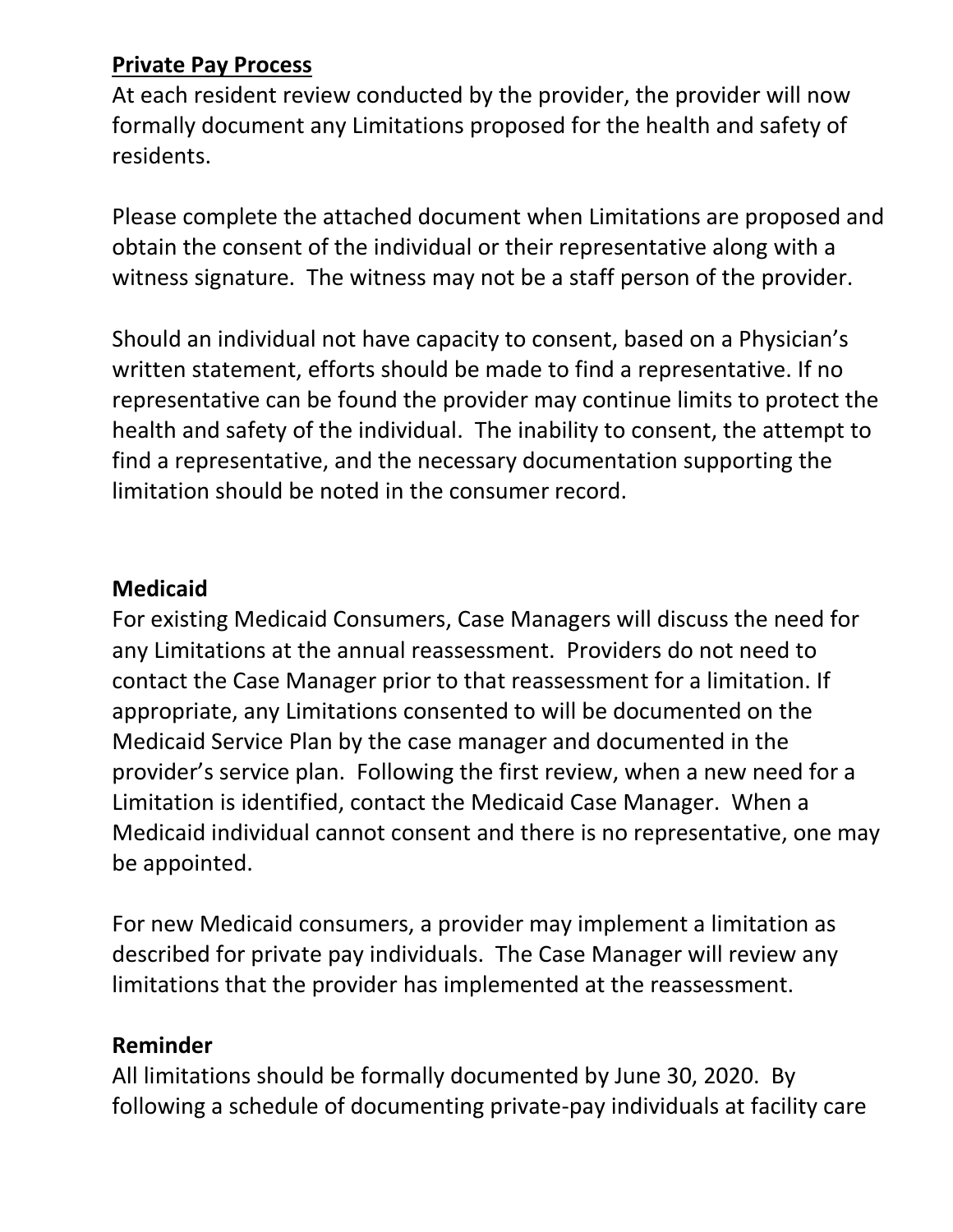**<u>Private Pay Process</u>**

At each resident review conducted by the provider, the provider will now formally document any Limitations proposed for the health and safety of residents.

Please complete the attached document when Limitations are proposed and obtain the consent of the individual or their representative along with a witness signature. The witness may not be a staff person of the provider.

Should an individual not have capacity to consent, based on a Physician's written statement, efforts should be made to find a representative. If no representative can be found the provider may continue limits to protect the health and safety of the individual. The inability to consent, the attempt to find a representative, and the necessary documentation supporting the limitation should be noted in the consumer record.

**Medicaid**

For existing Medicaid Consumers, Case Managers will discuss the need for any Limitations at the annual reassessment. Providers do not need to contact the Case Manager prior to that reassessment for a limitation. If appropriate, any Limitations consented to will be documented on the Medicaid Service Plan by the case manager and documented in the provider's service plan. Following the first review, when a new need for a Limitation is identified, contact the Medicaid Case Manager. When a Medicaid individual cannot consent and there is no representative, one may be appointed.

For new Medicaid consumers, a provider may implement a limitation as described for private pay individuals. The Case Manager will review any limitations that the provider has implemented at the reassessment.

**Reminder**

All limitations should be formally documented by June 30, 2020. By following a schedule of documenting private-pay individuals at facility care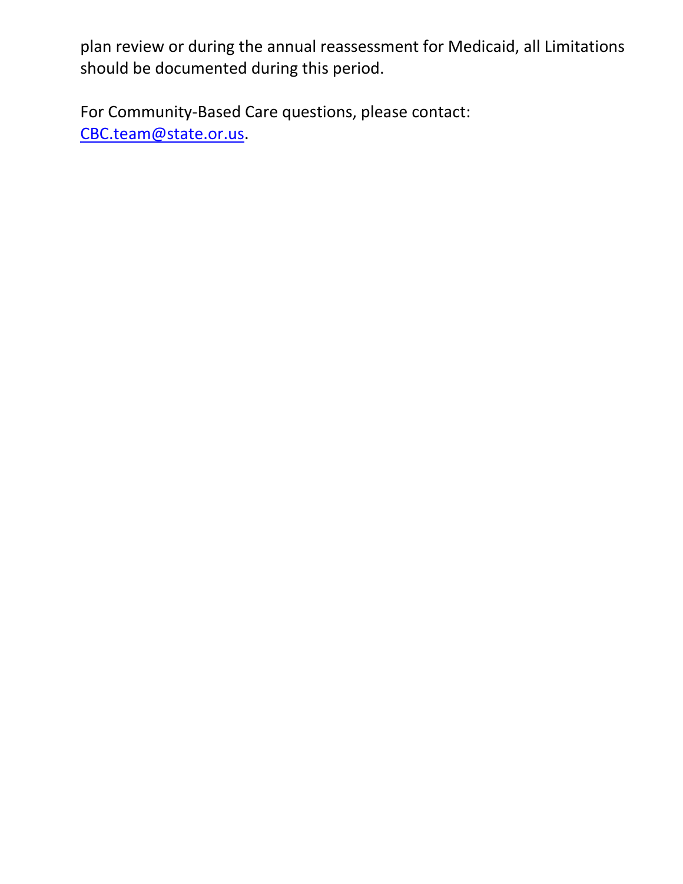plan review or during the annual reassessment for Medicaid, all Limitations should be documented during this period.

For Community-Based Care questions, please contact: [CBC.team@state.or.us](mailto:CBC.team@state.or.us).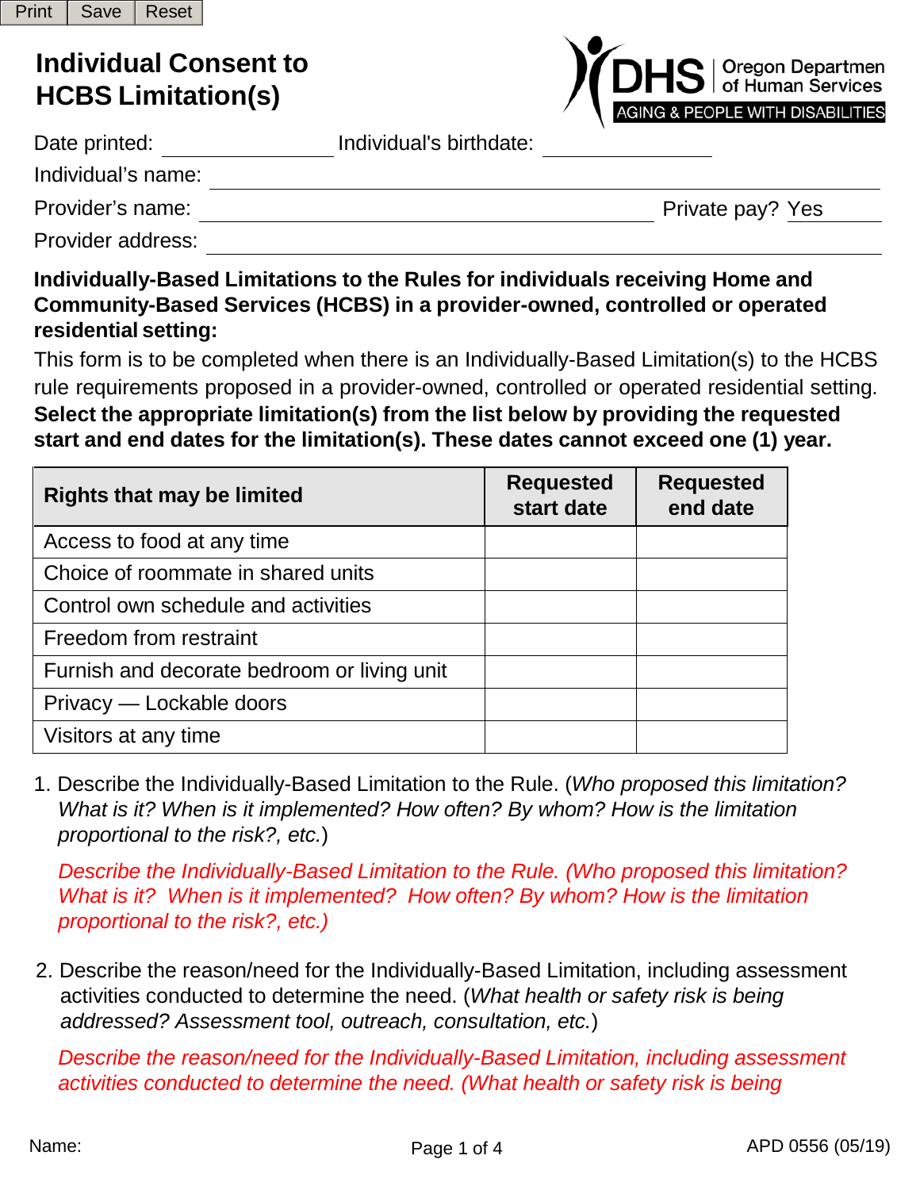Print | Save | Reset

# Individual Consent to HCBS Limitation(s)

DHS | Oregon Department of Human Services
AGING & PEOPLE WITH DISABILITIES

Date printed: ______________ Individual's birthdate: ______________

Individual's name: ______________________________

Provider's name: ______________________________ Private pay? Yes

Provider address: ______________________________

**Individually-Based Limitations to the Rules for individuals receiving Home and Community-Based Services (HCBS) in a provider-owned, controlled or operated residential setting:**

This form is to be completed when there is an Individually-Based Limitation(s) to the HCBS rule requirements proposed in a provider-owned, controlled or operated residential setting. **Select the appropriate limitation(s) from the list below by providing the requested start and end dates for the limitation(s). These dates cannot exceed one (1) year.**

| Rights that may be limited | Requested start date | Requested end date |
|---|---|---|
| Access to food at any time | | |
| Choice of roommate in shared units | | |
| Control own schedule and activities | | |
| Freedom from restraint | | |
| Furnish and decorate bedroom or living unit | | |
| Privacy — Lockable doors | | |
| Visitors at any time | | |

1. Describe the Individually-Based Limitation to the Rule. (*Who proposed this limitation? What is it? When is it implemented? How often? By whom? How is the limitation proportional to the risk?, etc.*)

   *Describe the Individually-Based Limitation to the Rule. (Who proposed this limitation? What is it? When is it implemented? How often? By whom? How is the limitation proportional to the risk?, etc.)*

2. Describe the reason/need for the Individually-Based Limitation, including assessment activities conducted to determine the need. (*What health or safety risk is being addressed? Assessment tool, outreach, consultation, etc.*)

   *Describe the reason/need for the Individually-Based Limitation, including assessment activities conducted to determine the need. (What health or safety risk is being*

Name: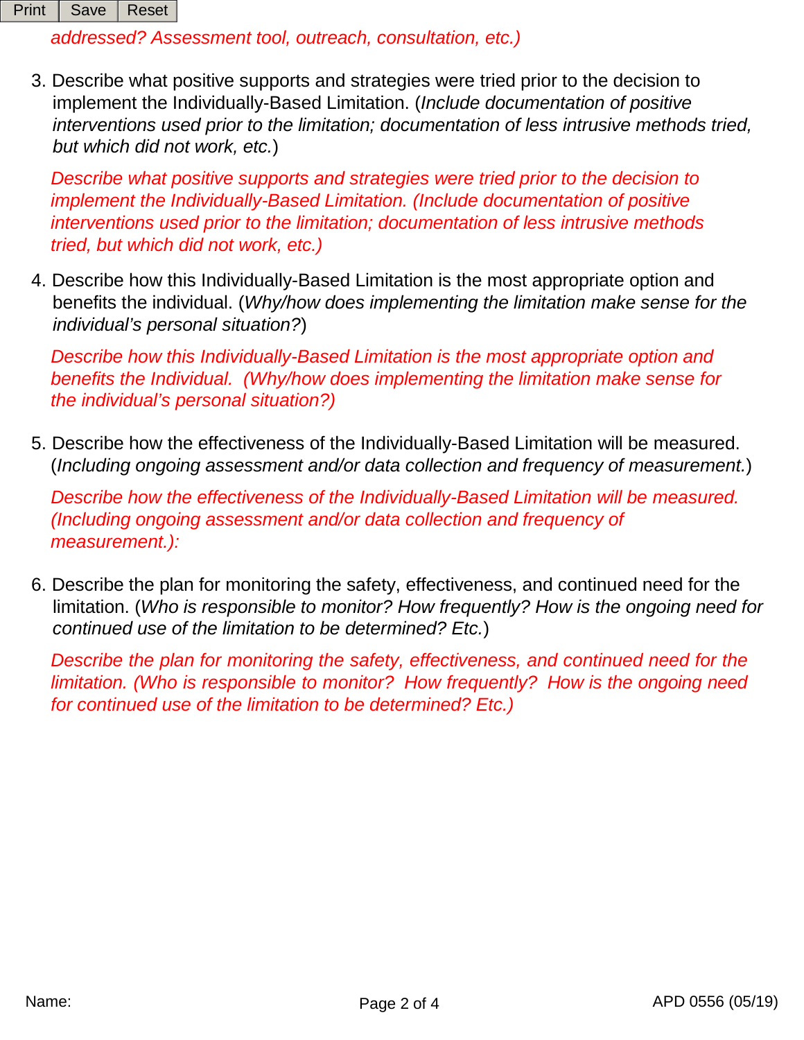*addressed? Assessment tool, outreach, consultation, etc.)*

3. Describe what positive supports and strategies were tried prior to the decision to implement the Individually-Based Limitation. (*Include documentation of positive interventions used prior to the limitation; documentation of less intrusive methods tried, but which did not work, etc.*)

   *Describe what positive supports and strategies were tried prior to the decision to implement the Individually-Based Limitation. (Include documentation of positive interventions used prior to the limitation; documentation of less intrusive methods tried, but which did not work, etc.)*

4. Describe how this Individually-Based Limitation is the most appropriate option and benefits the individual. (*Why/how does implementing the limitation make sense for the individual's personal situation?*)

   *Describe how this Individually-Based Limitation is the most appropriate option and benefits the Individual. (Why/how does implementing the limitation make sense for the individual's personal situation?)*

5. Describe how the effectiveness of the Individually-Based Limitation will be measured. (*Including ongoing assessment and/or data collection and frequency of measurement.*)

   *Describe how the effectiveness of the Individually-Based Limitation will be measured. (Including ongoing assessment and/or data collection and frequency of measurement.):*

6. Describe the plan for monitoring the safety, effectiveness, and continued need for the limitation. (*Who is responsible to monitor? How frequently? How is the ongoing need for continued use of the limitation to be determined? Etc.*)

   *Describe the plan for monitoring the safety, effectiveness, and continued need for the limitation. (Who is responsible to monitor? How frequently? How is the ongoing need for continued use of the limitation to be determined? Etc.)*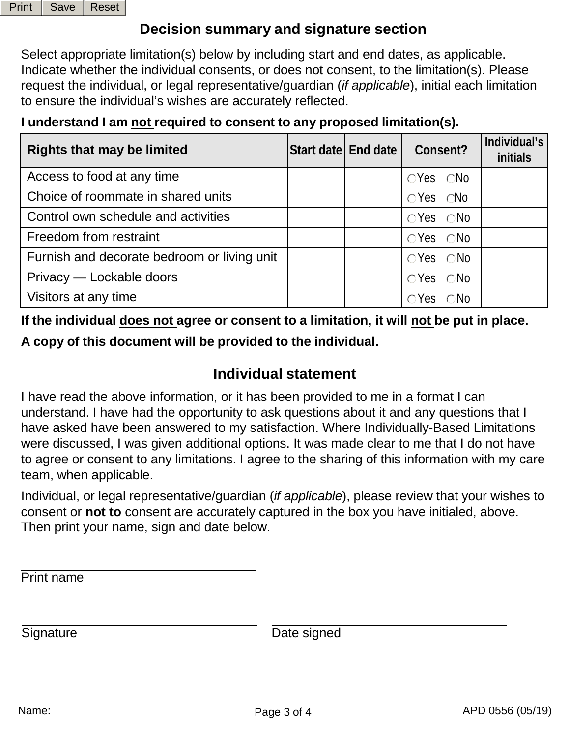Print Save Reset

## Decision summary and signature section

Select appropriate limitation(s) below by including start and end dates, as applicable. Indicate whether the individual consents, or does not consent, to the limitation(s). Please request the individual, or legal representative/guardian (*if applicable*), initial each limitation to ensure the individual's wishes are accurately reflected.

**I understand I am not required to consent to any proposed limitation(s).**

| Rights that may be limited | Start date | End date | Consent? | Individual's initials |
|---|---|---|---|---|
| Access to food at any time | | | ◯ Yes ◯ No | |
| Choice of roommate in shared units | | | ◯ Yes ◯ No | |
| Control own schedule and activities | | | ◯ Yes ◯ No | |
| Freedom from restraint | | | ◯ Yes ◯ No | |
| Furnish and decorate bedroom or living unit | | | ◯ Yes ◯ No | |
| Privacy — Lockable doors | | | ◯ Yes ◯ No | |
| Visitors at any time | | | ◯ Yes ◯ No | |

**If the individual does not agree or consent to a limitation, it will not be put in place.**

**A copy of this document will be provided to the individual.**

## Individual statement

I have read the above information, or it has been provided to me in a format I can understand. I have had the opportunity to ask questions about it and any questions that I have asked have been answered to my satisfaction. Where Individually-Based Limitations were discussed, I was given additional options. It was made clear to me that I do not have to agree or consent to any limitations. I agree to the sharing of this information with my care team, when applicable.

Individual, or legal representative/guardian (*if applicable*), please review that your wishes to consent or **not to** consent are accurately captured in the box you have initialed, above. Then print your name, sign and date below.

\_\_\_\_\_\_\_\_\_\_\_\_\_\_\_\_\_\_\_\_\_\_\_\_\_\_\_\_\_\_\_\_
Print name

\_\_\_\_\_\_\_\_\_\_\_\_\_\_\_\_\_\_\_\_\_\_\_\_\_\_\_\_\_\_\_\_ \_\_\_\_\_\_\_\_\_\_\_\_\_\_\_\_\_\_\_\_\_\_\_\_\_\_\_\_\_\_\_\_
Signature Date signed

Name:

APD 0556 (05/19)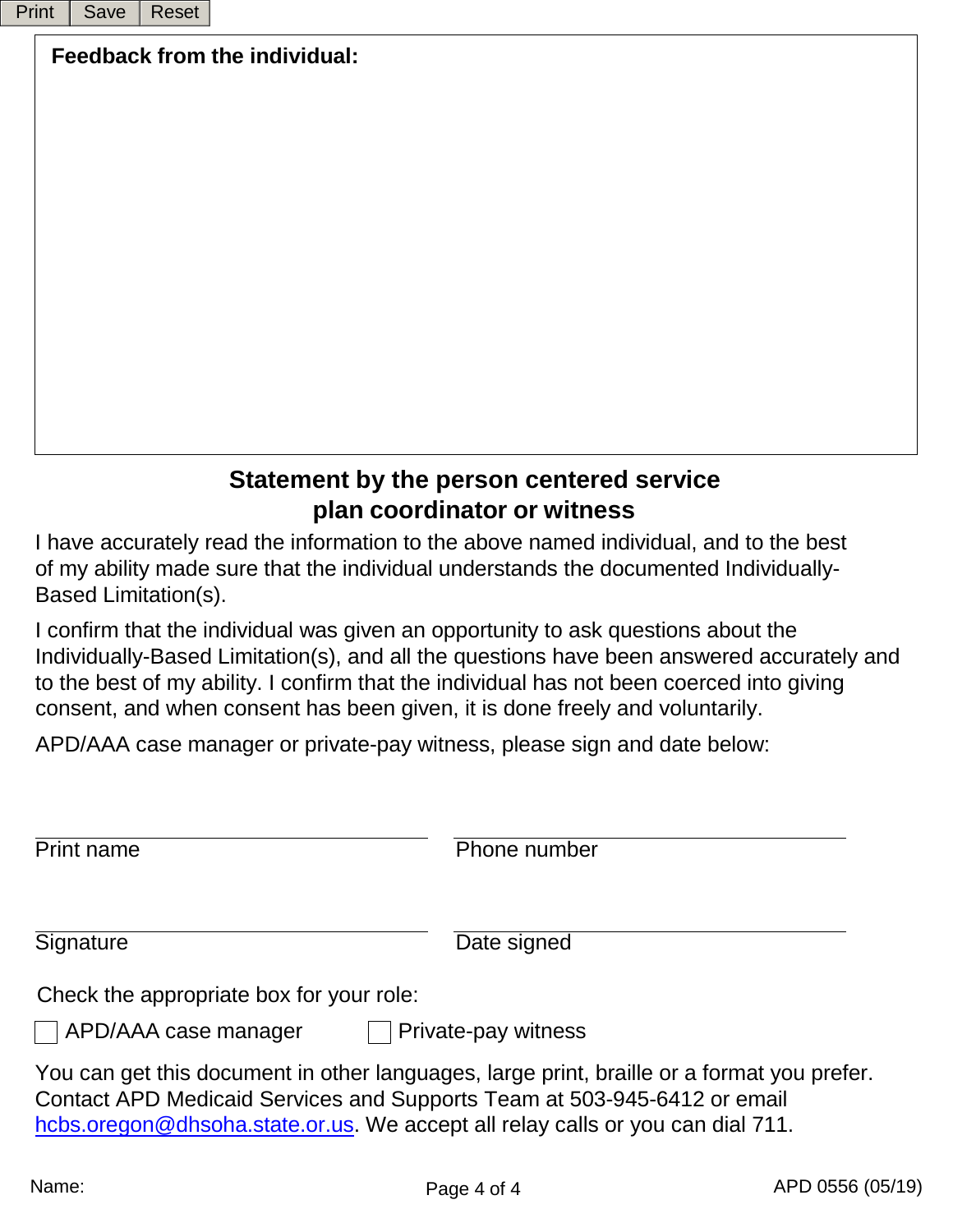**Feedback from the individual:**

## Statement by the person centered service plan coordinator or witness

I have accurately read the information to the above named individual, and to the best of my ability made sure that the individual understands the documented Individually-Based Limitation(s).

I confirm that the individual was given an opportunity to ask questions about the Individually-Based Limitation(s), and all the questions have been answered accurately and to the best of my ability. I confirm that the individual has not been coerced into giving consent, and when consent has been given, it is done freely and voluntarily.

APD/AAA case manager or private-pay witness, please sign and date below:

Print name ______________________ Phone number ______________________

Signature ______________________ Date signed ______________________

Check the appropriate box for your role:

☐ APD/AAA case manager ☐ Private-pay witness

You can get this document in other languages, large print, braille or a format you prefer. Contact APD Medicaid Services and Supports Team at 503-945-6412 or email hcbs.oregon@dhsoha.state.or.us. We accept all relay calls or you can dial 711.

Name:

APD 0556 (05/19)